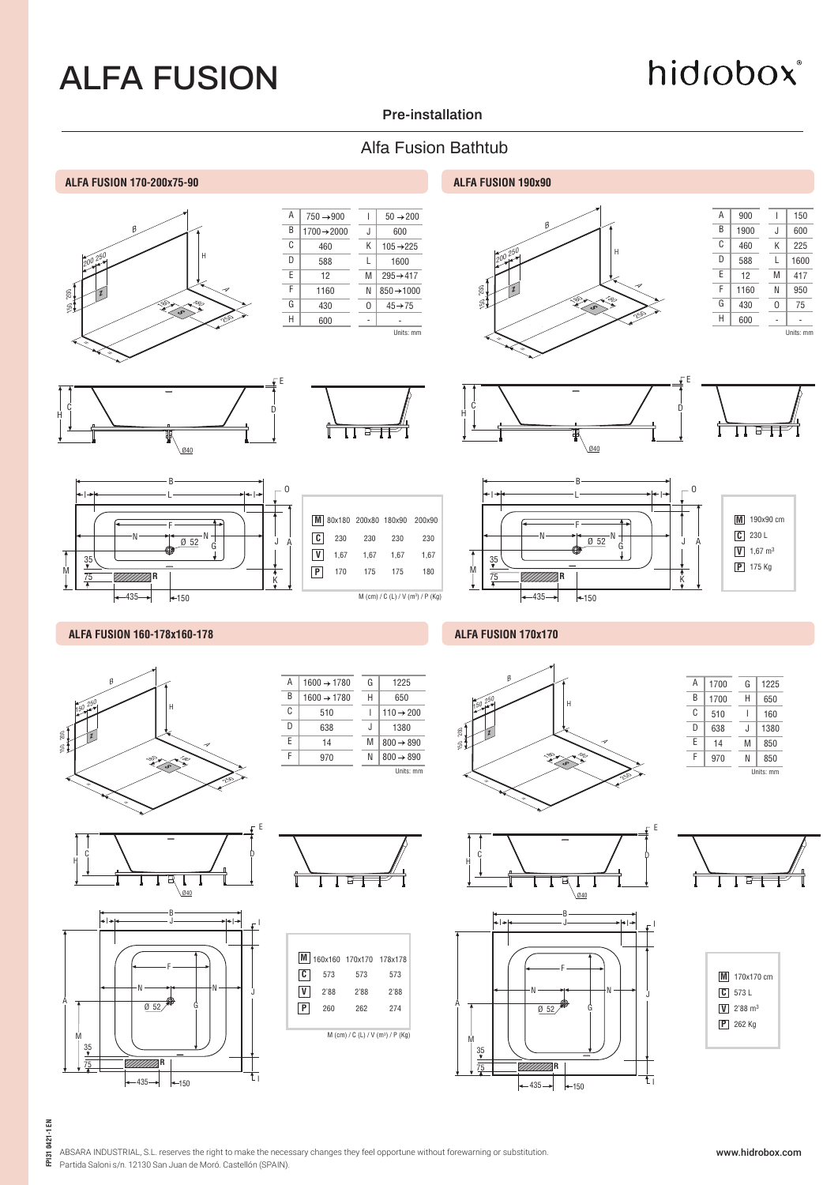# ALFA FUSION

hidrobox®

Pre-installation

## Alfa Fusion Bathtub

### ALFA FUSION 170-200x75-90

| | | | |
|---|---|---|---|
| A | 750 → 900 | I | 50 → 200 |
| B | 1700 → 2000 | J | 600 |
| C | 460 | K | 105 → 225 |
| D | 588 | L | 1600 |
| E | 12 | M | 295 → 417 |
| F | 1160 | N | 850 → 1000 |
| G | 430 | O | 45 → 75 |
| H | 600 | - | - |

Units: mm

| M | 80x180 | 200x80 | 180x90 | 200x90 |
|---|---|---|---|---|
| C | 230 | 230 | 230 | 230 |
| V | 1,67 | 1,67 | 1,67 | 1,67 |
| P | 170 | 175 | 175 | 180 |

M (cm) / C (L) / V (m³) / P (Kg)

### ALFA FUSION 190x90

| | | | |
|---|---|---|---|
| A | 900 | I | 150 |
| B | 1900 | J | 600 |
| C | 460 | K | 225 |
| D | 588 | L | 1600 |
| E | 12 | M | 417 |
| F | 1160 | N | 950 |
| G | 430 | O | 75 |
| H | 600 | - | - |

Units: mm

- M: 190x90 cm
- C: 230 L
- V: 1,67 m³
- P: 175 Kg

### ALFA FUSION 160-178x160-178

| | | | |
|---|---|---|---|
| A | 1600 → 1780 | G | 1225 |
| B | 1600 → 1780 | H | 650 |
| C | 510 | I | 110 → 200 |
| D | 638 | J | 1380 |
| E | 14 | M | 800 → 890 |
| F | 970 | N | 800 → 890 |

Units: mm

| M | 160x160 | 170x170 | 178x178 |
|---|---|---|---|
| C | 573 | 573 | 573 |
| V | 2'88 | 2'88 | 2'88 |
| P | 260 | 262 | 274 |

M (cm) / C (L) / V (m³) / P (Kg)

### ALFA FUSION 170x170

| | | | |
|---|---|---|---|
| A | 1700 | G | 1225 |
| B | 1700 | H | 650 |
| C | 510 | I | 160 |
| D | 638 | J | 1380 |
| E | 14 | M | 850 |
| F | 970 | N | 850 |

Units: mm

- M: 170x170 cm
- C: 573 L
- V: 2'88 m³
- P: 262 Kg

FP131 0421-1 EN

ABSARA INDUSTRIAL, S.L. reserves the right to make the necessary changes they feel opportune without forewarning or substitution.
Partida Saloni s/n. 12130 San Juan de Moró. Castellón (SPAIN).

www.hidrobox.com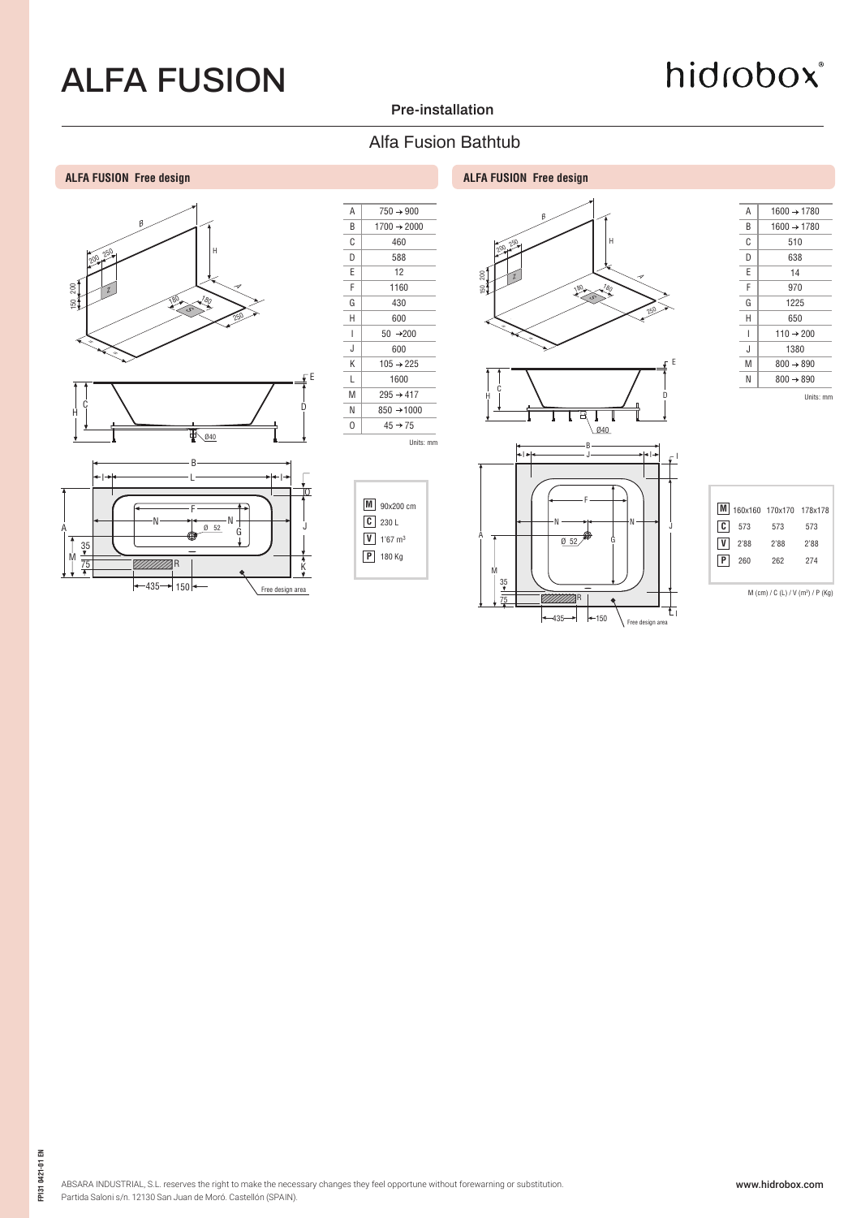# ALFA FUSION

hidrobox®

**Pre-installation**

## Alfa Fusion Bathtub

### ALFA FUSION Free design

| | |
|---|---|
| A | 750 → 900 |
| B | 1700 → 2000 |
| C | 460 |
| D | 588 |
| E | 12 |
| F | 1160 |
| G | 430 |
| H | 600 |
| I | 50 → 200 |
| J | 600 |
| K | 105 → 225 |
| L | 1600 |
| M | 295 → 417 |
| N | 850 → 1000 |
| O | 45 → 75 |

Units: mm

| | |
|---|---|
| **M** | 90x200 cm |
| **C** | 230 L |
| **V** | 1'67 m³ |
| **P** | 180 Kg |

### ALFA FUSION Free design

| | |
|---|---|
| A | 1600 → 1780 |
| B | 1600 → 1780 |
| C | 510 |
| D | 638 |
| E | 14 |
| F | 970 |
| G | 1225 |
| H | 650 |
| I | 110 → 200 |
| J | 1380 |
| M | 800 → 890 |
| N | 800 → 890 |

Units: mm

| **M** | 160x160 | 170x170 | 178x178 |
|---|---|---|---|
| **C** | 573 | 573 | 573 |
| **V** | 2'88 | 2'88 | 2'88 |
| **P** | 260 | 262 | 274 |

M (cm) / C (L) / V (m³) / P (Kg)

ABSARA INDUSTRIAL, S.L. reserves the right to make the necessary changes they feel opportune without forewarning or substitution.
Partida Saloni s/n. 12130 San Juan de Moró. Castellón (SPAIN).

www.hidrobox.com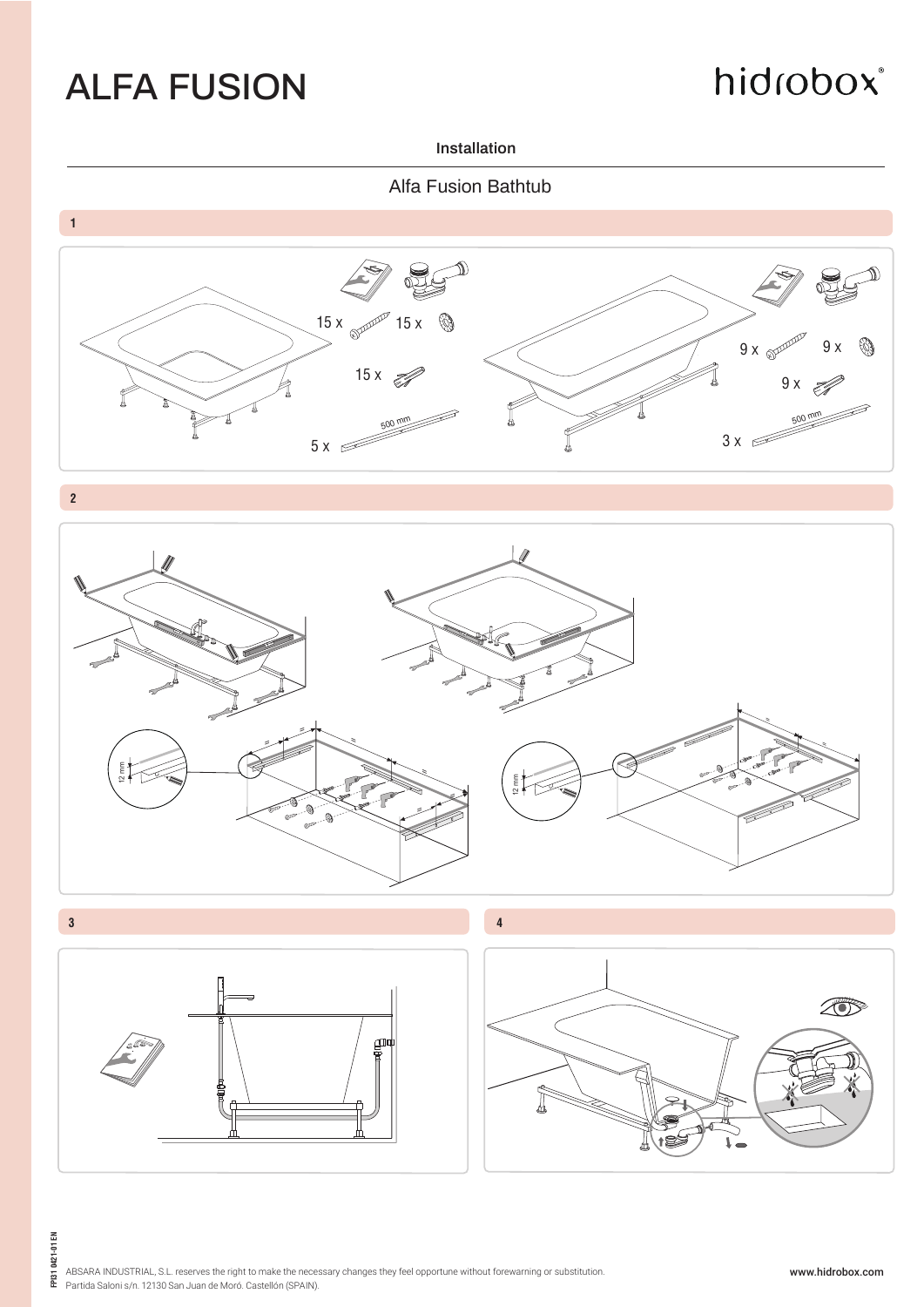# ALFA FUSION

hidrobox®

Installation

## Alfa Fusion Bathtub

**1**

15 x 15 x

15 x

5 x 500 mm

9 x 9 x

9 x

3 x 500 mm

**2**

12 mm

12 mm

**3**

**4**

ABSARA INDUSTRIAL, S.L. reserves the right to make the necessary changes they feel opportune without forewarning or substitution.
Partida Saloni s/n. 12130 San Juan de Moró. Castellón (SPAIN).

www.hidrobox.com

FP131 0421-01 EN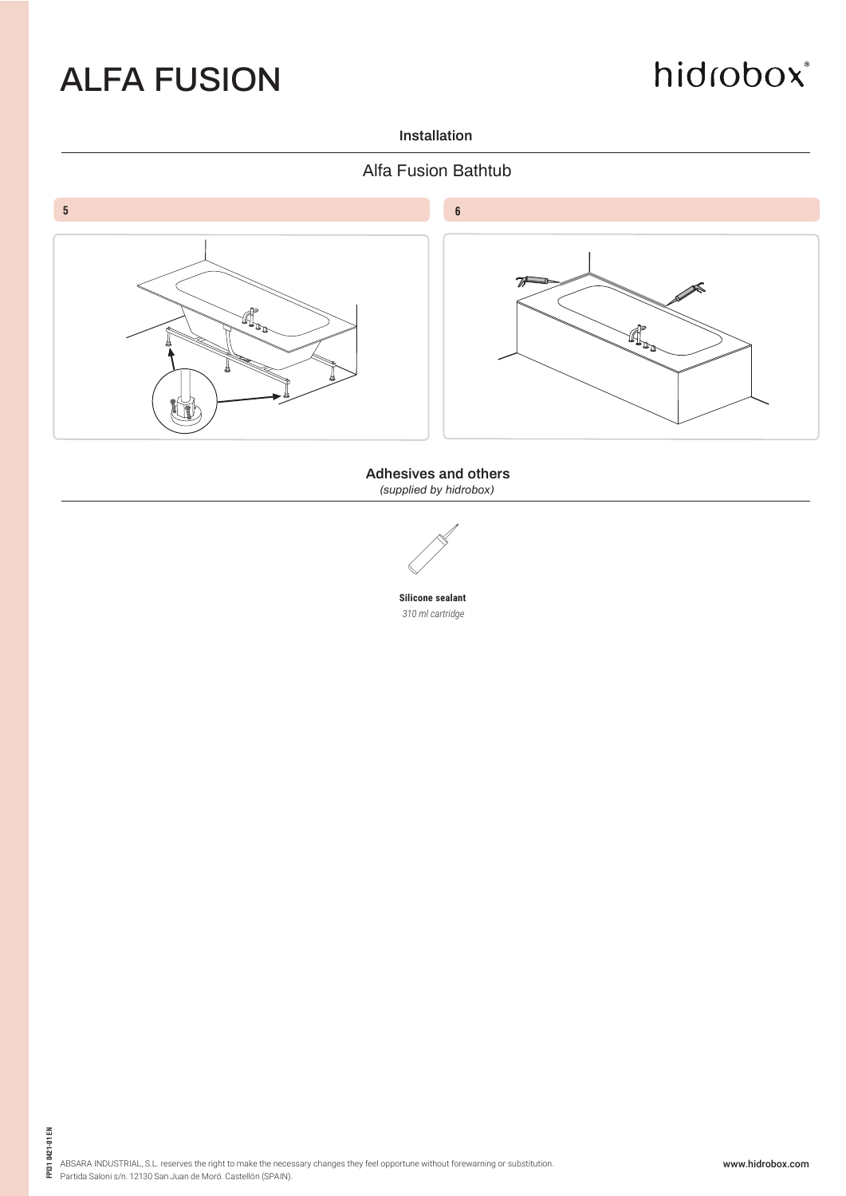# ALFA FUSION

hidrobox®

## Installation

### Alfa Fusion Bathtub

5

6

## Adhesives and others

*(supplied by hidrobox)*

**Silicone sealant**

*310 ml cartridge*

FP131 0421-01 EN

ABSARA INDUSTRIAL, S.L. reserves the right to make the necessary changes they feel opportune without forewarning or substitution.
Partida Saloni s/n. 12130 San Juan de Moró. Castellón (SPAIN).

www.hidrobox.com